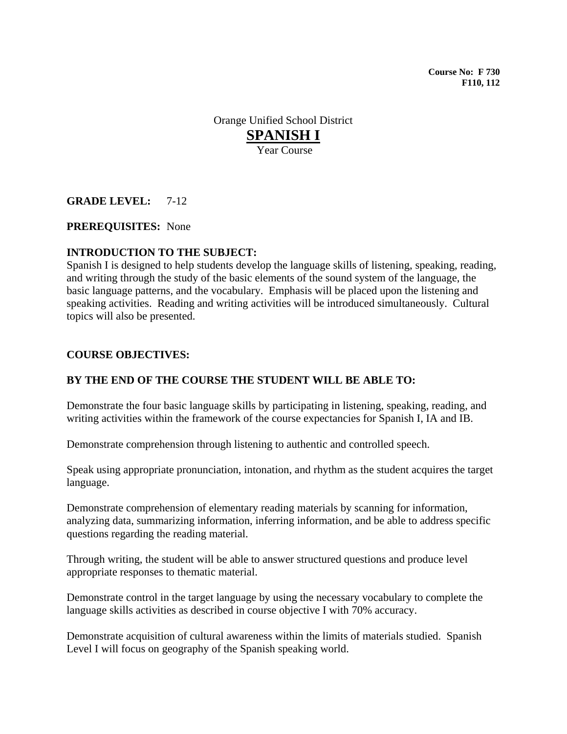**Course No: F 730**
**F110, 112**

Orange Unified School District

# SPANISH I

Year Course

**GRADE LEVEL:** 7-12

**PREREQUISITES:** None

**INTRODUCTION TO THE SUBJECT:**
Spanish I is designed to help students develop the language skills of listening, speaking, reading, and writing through the study of the basic elements of the sound system of the language, the basic language patterns, and the vocabulary. Emphasis will be placed upon the listening and speaking activities. Reading and writing activities will be introduced simultaneously. Cultural topics will also be presented.

**COURSE OBJECTIVES:**

**BY THE END OF THE COURSE THE STUDENT WILL BE ABLE TO:**

Demonstrate the four basic language skills by participating in listening, speaking, reading, and writing activities within the framework of the course expectancies for Spanish I, IA and IB.

Demonstrate comprehension through listening to authentic and controlled speech.

Speak using appropriate pronunciation, intonation, and rhythm as the student acquires the target language.

Demonstrate comprehension of elementary reading materials by scanning for information, analyzing data, summarizing information, inferring information, and be able to address specific questions regarding the reading material.

Through writing, the student will be able to answer structured questions and produce level appropriate responses to thematic material.

Demonstrate control in the target language by using the necessary vocabulary to complete the language skills activities as described in course objective I with 70% accuracy.

Demonstrate acquisition of cultural awareness within the limits of materials studied. Spanish Level I will focus on geography of the Spanish speaking world.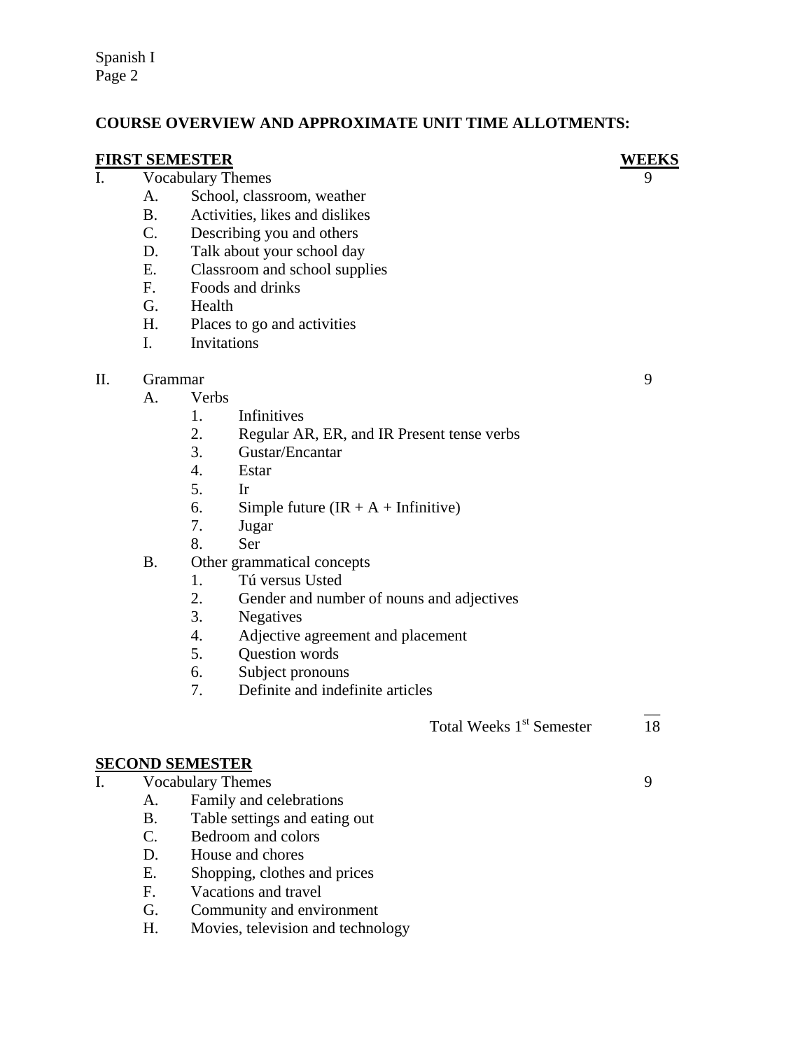**COURSE OVERVIEW AND APPROXIMATE UNIT TIME ALLOTMENTS:**

| **FIRST SEMESTER** | **WEEKS** |
|---|---|
| I. Vocabulary Themes | 9 |
| A. School, classroom, weather | |
| B. Activities, likes and dislikes | |
| C. Describing you and others | |
| D. Talk about your school day | |
| E. Classroom and school supplies | |
| F. Foods and drinks | |
| G. Health | |
| H. Places to go and activities | |
| I. Invitations | |
| II. Grammar | 9 |
| A. Verbs | |
| 1. Infinitives | |
| 2. Regular AR, ER, and IR Present tense verbs | |
| 3. Gustar/Encantar | |
| 4. Estar | |
| 5. Ir | |
| 6. Simple future (IR + A + Infinitive) | |
| 7. Jugar | |
| 8. Ser | |
| B. Other grammatical concepts | |
| 1. Tú versus Usted | |
| 2. Gender and number of nouns and adjectives | |
| 3. Negatives | |
| 4. Adjective agreement and placement | |
| 5. Question words | |
| 6. Subject pronouns | |
| 7. Definite and indefinite articles | |
| Total Weeks 1st Semester | 18 |

| **SECOND SEMESTER** | |
|---|---|
| I. Vocabulary Themes | 9 |
| A. Family and celebrations | |
| B. Table settings and eating out | |
| C. Bedroom and colors | |
| D. House and chores | |
| E. Shopping, clothes and prices | |
| F. Vacations and travel | |
| G. Community and environment | |
| H. Movies, television and technology | |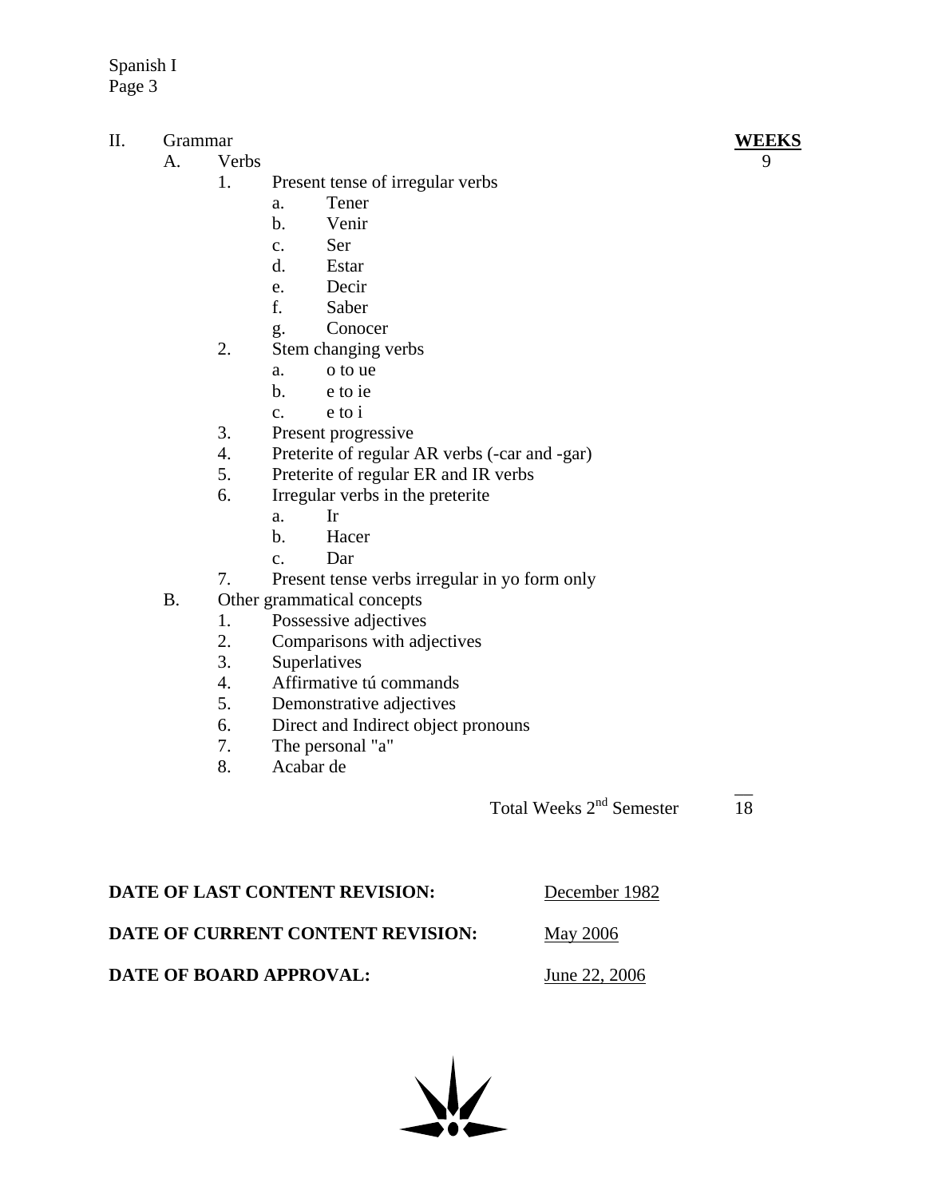II. Grammar **WEEKS**

A. Verbs 9

1. Present tense of irregular verbs
   a. Tener
   b. Venir
   c. Ser
   d. Estar
   e. Decir
   f. Saber
   g. Conocer
2. Stem changing verbs
   a. o to ue
   b. e to ie
   c. e to i
3. Present progressive
4. Preterite of regular AR verbs (-car and -gar)
5. Preterite of regular ER and IR verbs
6. Irregular verbs in the preterite
   a. Ir
   b. Hacer
   c. Dar
7. Present tense verbs irregular in yo form only

B. Other grammatical concepts

1. Possessive adjectives
2. Comparisons with adjectives
3. Superlatives
4. Affirmative tú commands
5. Demonstrative adjectives
6. Direct and Indirect object pronouns
7. The personal "a"
8. Acabar de

Total Weeks 2nd Semester 18

**DATE OF LAST CONTENT REVISION:** December 1982

**DATE OF CURRENT CONTENT REVISION:** May 2006

**DATE OF BOARD APPROVAL:** June 22, 2006